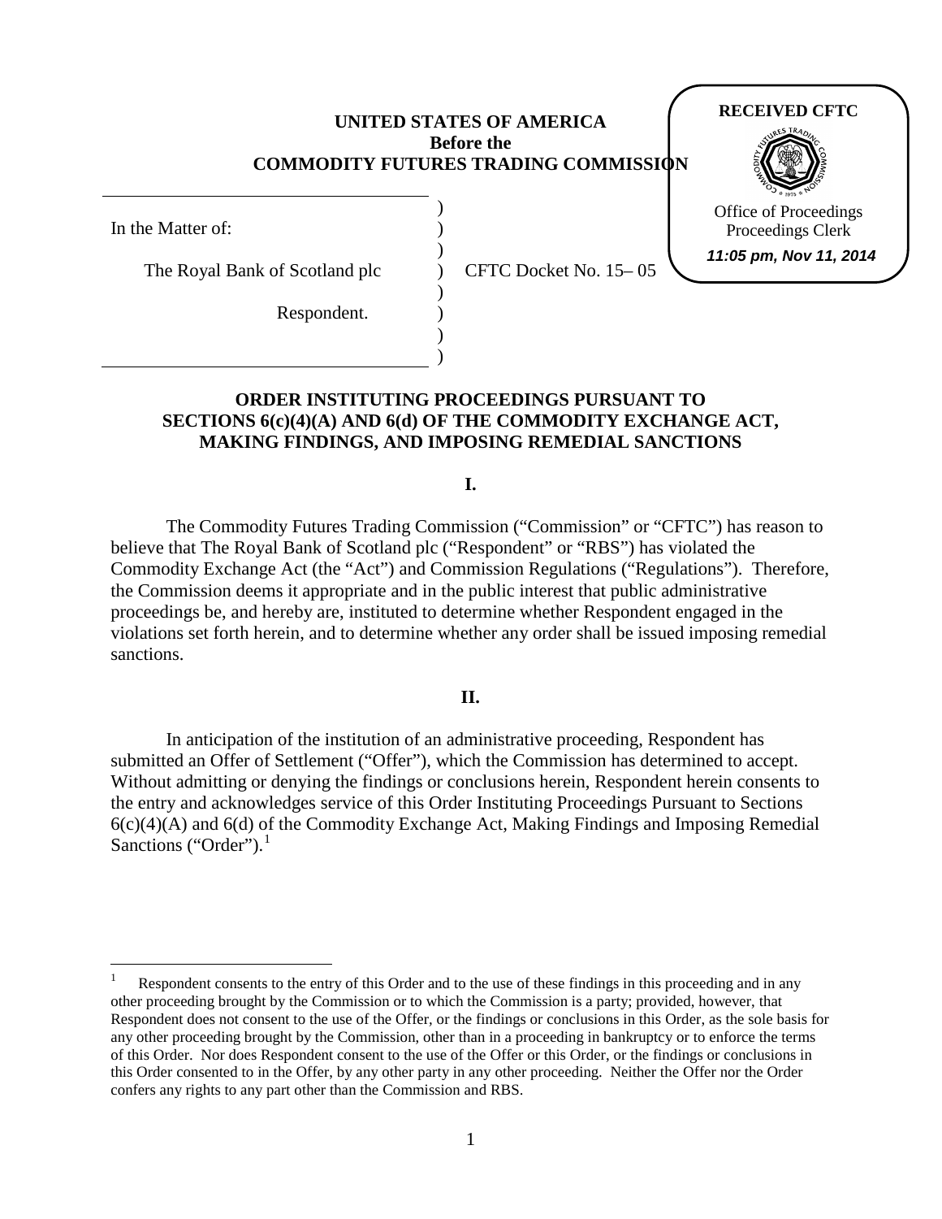**UNITED STATES OF AMERICA**
**Before the**
**COMMODITY FUTURES TRADING COMMISSION**

**RECEIVED CFTC**

Office of Proceedings
Proceedings Clerk
***11:05 pm, Nov 11, 2014***

| | | |
|---|---|---|
| In the Matter of: | ) | |
| The Royal Bank of Scotland plc | ) | CFTC Docket No. 15– 05 |
| Respondent. | ) | |

## ORDER INSTITUTING PROCEEDINGS PURSUANT TO SECTIONS 6(c)(4)(A) AND 6(d) OF THE COMMODITY EXCHANGE ACT, MAKING FINDINGS, AND IMPOSING REMEDIAL SANCTIONS

### I.

The Commodity Futures Trading Commission ("Commission" or "CFTC") has reason to believe that The Royal Bank of Scotland plc ("Respondent" or "RBS") has violated the Commodity Exchange Act (the "Act") and Commission Regulations ("Regulations"). Therefore, the Commission deems it appropriate and in the public interest that public administrative proceedings be, and hereby are, instituted to determine whether Respondent engaged in the violations set forth herein, and to determine whether any order shall be issued imposing remedial sanctions.

### II.

In anticipation of the institution of an administrative proceeding, Respondent has submitted an Offer of Settlement ("Offer"), which the Commission has determined to accept. Without admitting or denying the findings or conclusions herein, Respondent herein consents to the entry and acknowledges service of this Order Instituting Proceedings Pursuant to Sections 6(c)(4)(A) and 6(d) of the Commodity Exchange Act, Making Findings and Imposing Remedial Sanctions ("Order").[1]

[1] Respondent consents to the entry of this Order and to the use of these findings in this proceeding and in any other proceeding brought by the Commission or to which the Commission is a party; provided, however, that Respondent does not consent to the use of the Offer, or the findings or conclusions in this Order, as the sole basis for any other proceeding brought by the Commission, other than in a proceeding in bankruptcy or to enforce the terms of this Order. Nor does Respondent consent to the use of the Offer or this Order, or the findings or conclusions in this Order consented to in the Offer, by any other party in any other proceeding. Neither the Offer nor the Order confers any rights to any part other than the Commission and RBS.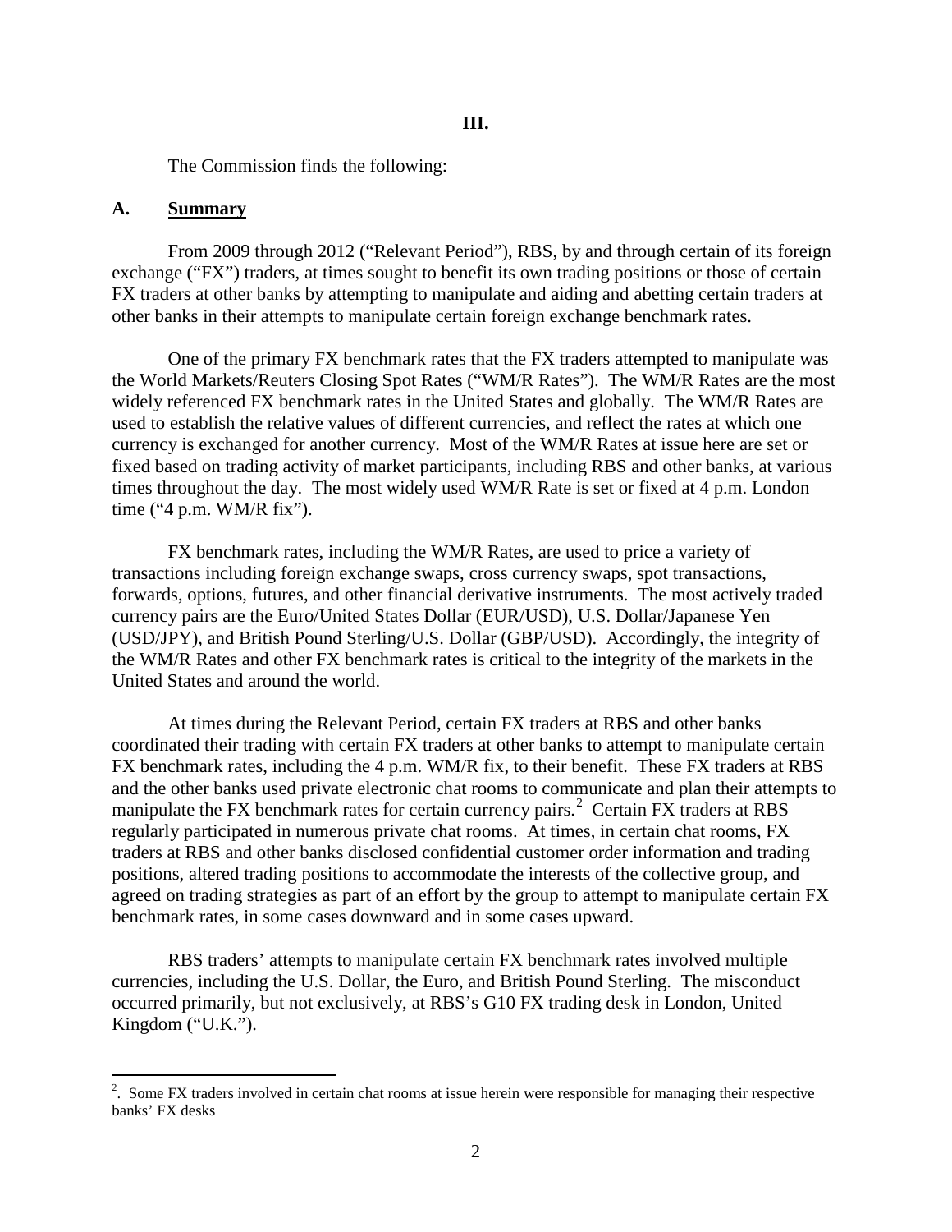**III.**

The Commission finds the following:

## A. Summary

From 2009 through 2012 ("Relevant Period"), RBS, by and through certain of its foreign exchange ("FX") traders, at times sought to benefit its own trading positions or those of certain FX traders at other banks by attempting to manipulate and aiding and abetting certain traders at other banks in their attempts to manipulate certain foreign exchange benchmark rates.

One of the primary FX benchmark rates that the FX traders attempted to manipulate was the World Markets/Reuters Closing Spot Rates ("WM/R Rates"). The WM/R Rates are the most widely referenced FX benchmark rates in the United States and globally. The WM/R Rates are used to establish the relative values of different currencies, and reflect the rates at which one currency is exchanged for another currency. Most of the WM/R Rates at issue here are set or fixed based on trading activity of market participants, including RBS and other banks, at various times throughout the day. The most widely used WM/R Rate is set or fixed at 4 p.m. London time ("4 p.m. WM/R fix").

FX benchmark rates, including the WM/R Rates, are used to price a variety of transactions including foreign exchange swaps, cross currency swaps, spot transactions, forwards, options, futures, and other financial derivative instruments. The most actively traded currency pairs are the Euro/United States Dollar (EUR/USD), U.S. Dollar/Japanese Yen (USD/JPY), and British Pound Sterling/U.S. Dollar (GBP/USD). Accordingly, the integrity of the WM/R Rates and other FX benchmark rates is critical to the integrity of the markets in the United States and around the world.

At times during the Relevant Period, certain FX traders at RBS and other banks coordinated their trading with certain FX traders at other banks to attempt to manipulate certain FX benchmark rates, including the 4 p.m. WM/R fix, to their benefit. These FX traders at RBS and the other banks used private electronic chat rooms to communicate and plan their attempts to manipulate the FX benchmark rates for certain currency pairs.[2] Certain FX traders at RBS regularly participated in numerous private chat rooms. At times, in certain chat rooms, FX traders at RBS and other banks disclosed confidential customer order information and trading positions, altered trading positions to accommodate the interests of the collective group, and agreed on trading strategies as part of an effort by the group to attempt to manipulate certain FX benchmark rates, in some cases downward and in some cases upward.

RBS traders' attempts to manipulate certain FX benchmark rates involved multiple currencies, including the U.S. Dollar, the Euro, and British Pound Sterling. The misconduct occurred primarily, but not exclusively, at RBS's G10 FX trading desk in London, United Kingdom ("U.K.").

---

[2]. Some FX traders involved in certain chat rooms at issue herein were responsible for managing their respective banks' FX desks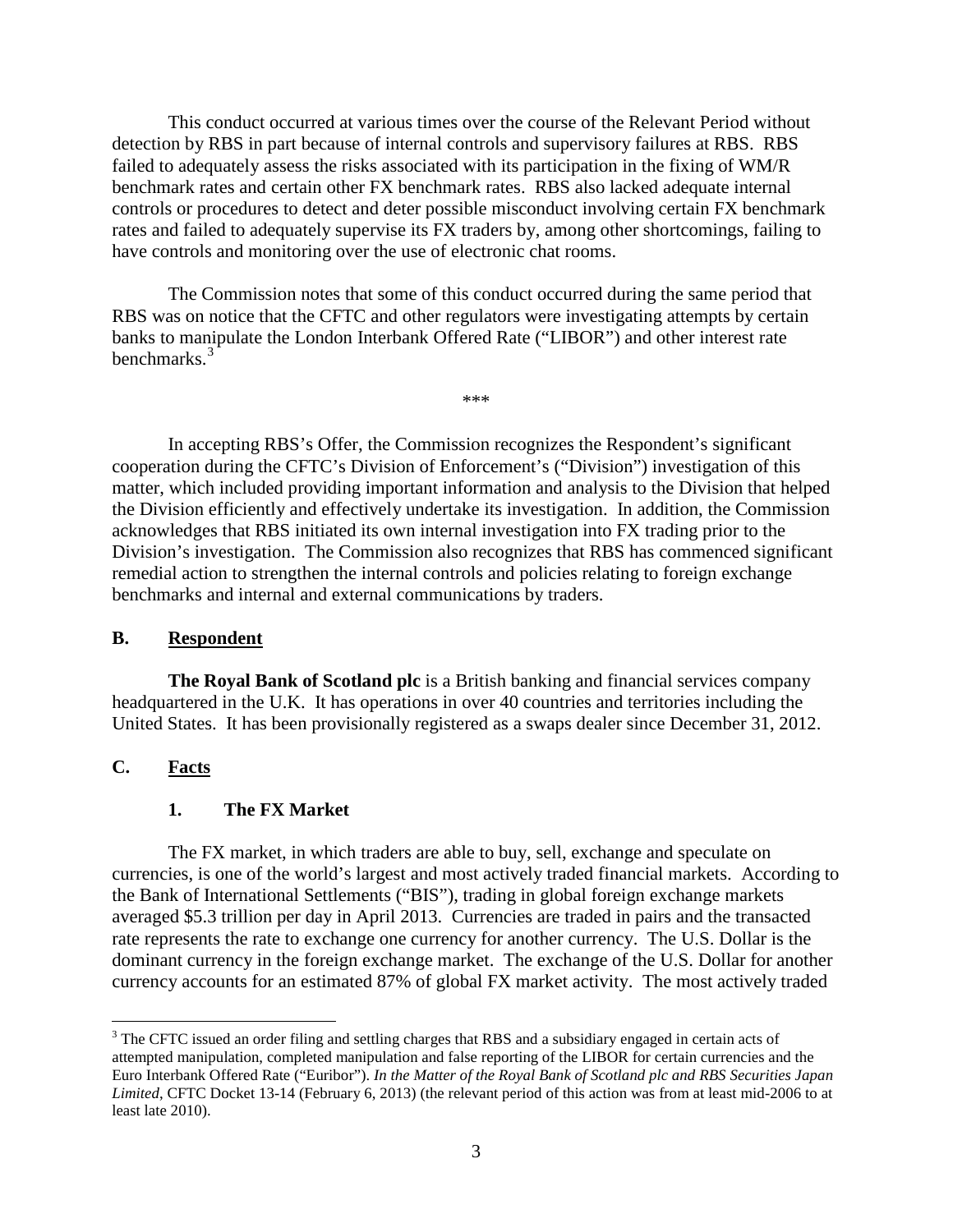This conduct occurred at various times over the course of the Relevant Period without detection by RBS in part because of internal controls and supervisory failures at RBS. RBS failed to adequately assess the risks associated with its participation in the fixing of WM/R benchmark rates and certain other FX benchmark rates. RBS also lacked adequate internal controls or procedures to detect and deter possible misconduct involving certain FX benchmark rates and failed to adequately supervise its FX traders by, among other shortcomings, failing to have controls and monitoring over the use of electronic chat rooms.

The Commission notes that some of this conduct occurred during the same period that RBS was on notice that the CFTC and other regulators were investigating attempts by certain banks to manipulate the London Interbank Offered Rate ("LIBOR") and other interest rate benchmarks.[3]

***

In accepting RBS's Offer, the Commission recognizes the Respondent's significant cooperation during the CFTC's Division of Enforcement's ("Division") investigation of this matter, which included providing important information and analysis to the Division that helped the Division efficiently and effectively undertake its investigation. In addition, the Commission acknowledges that RBS initiated its own internal investigation into FX trading prior to the Division's investigation. The Commission also recognizes that RBS has commenced significant remedial action to strengthen the internal controls and policies relating to foreign exchange benchmarks and internal and external communications by traders.

## B. Respondent

**The Royal Bank of Scotland plc** is a British banking and financial services company headquartered in the U.K. It has operations in over 40 countries and territories including the United States. It has been provisionally registered as a swaps dealer since December 31, 2012.

## C. Facts

### 1. The FX Market

The FX market, in which traders are able to buy, sell, exchange and speculate on currencies, is one of the world's largest and most actively traded financial markets. According to the Bank of International Settlements ("BIS"), trading in global foreign exchange markets averaged $5.3 trillion per day in April 2013. Currencies are traded in pairs and the transacted rate represents the rate to exchange one currency for another currency. The U.S. Dollar is the dominant currency in the foreign exchange market. The exchange of the U.S. Dollar for another currency accounts for an estimated 87% of global FX market activity. The most actively traded

[3] The CFTC issued an order filing and settling charges that RBS and a subsidiary engaged in certain acts of attempted manipulation, completed manipulation and false reporting of the LIBOR for certain currencies and the Euro Interbank Offered Rate ("Euribor"). *In the Matter of the Royal Bank of Scotland plc and RBS Securities Japan Limited*, CFTC Docket 13-14 (February 6, 2013) (the relevant period of this action was from at least mid-2006 to at least late 2010).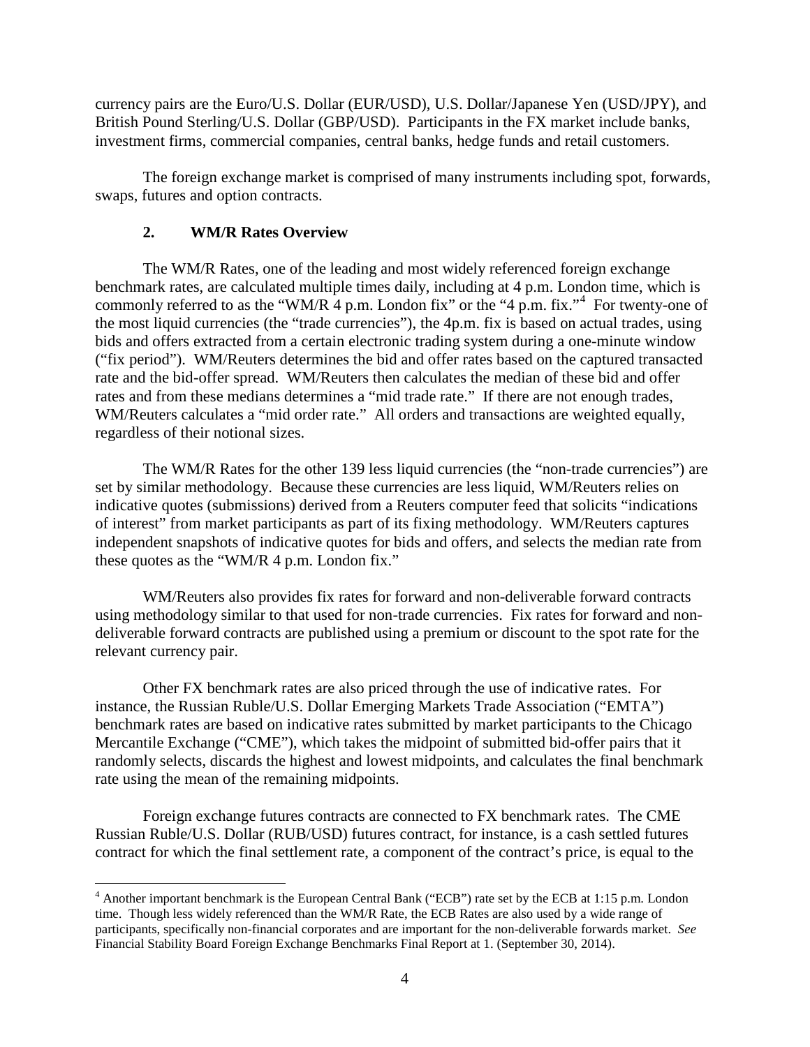currency pairs are the Euro/U.S. Dollar (EUR/USD), U.S. Dollar/Japanese Yen (USD/JPY), and British Pound Sterling/U.S. Dollar (GBP/USD). Participants in the FX market include banks, investment firms, commercial companies, central banks, hedge funds and retail customers.

The foreign exchange market is comprised of many instruments including spot, forwards, swaps, futures and option contracts.

### 2. WM/R Rates Overview

The WM/R Rates, one of the leading and most widely referenced foreign exchange benchmark rates, are calculated multiple times daily, including at 4 p.m. London time, which is commonly referred to as the "WM/R 4 p.m. London fix" or the "4 p.m. fix."[4] For twenty-one of the most liquid currencies (the "trade currencies"), the 4p.m. fix is based on actual trades, using bids and offers extracted from a certain electronic trading system during a one-minute window ("fix period"). WM/Reuters determines the bid and offer rates based on the captured transacted rate and the bid-offer spread. WM/Reuters then calculates the median of these bid and offer rates and from these medians determines a "mid trade rate." If there are not enough trades, WM/Reuters calculates a "mid order rate." All orders and transactions are weighted equally, regardless of their notional sizes.

The WM/R Rates for the other 139 less liquid currencies (the "non-trade currencies") are set by similar methodology. Because these currencies are less liquid, WM/Reuters relies on indicative quotes (submissions) derived from a Reuters computer feed that solicits "indications of interest" from market participants as part of its fixing methodology. WM/Reuters captures independent snapshots of indicative quotes for bids and offers, and selects the median rate from these quotes as the "WM/R 4 p.m. London fix."

WM/Reuters also provides fix rates for forward and non-deliverable forward contracts using methodology similar to that used for non-trade currencies. Fix rates for forward and non-deliverable forward contracts are published using a premium or discount to the spot rate for the relevant currency pair.

Other FX benchmark rates are also priced through the use of indicative rates. For instance, the Russian Ruble/U.S. Dollar Emerging Markets Trade Association ("EMTA") benchmark rates are based on indicative rates submitted by market participants to the Chicago Mercantile Exchange ("CME"), which takes the midpoint of submitted bid-offer pairs that it randomly selects, discards the highest and lowest midpoints, and calculates the final benchmark rate using the mean of the remaining midpoints.

Foreign exchange futures contracts are connected to FX benchmark rates. The CME Russian Ruble/U.S. Dollar (RUB/USD) futures contract, for instance, is a cash settled futures contract for which the final settlement rate, a component of the contract's price, is equal to the

[4] Another important benchmark is the European Central Bank ("ECB") rate set by the ECB at 1:15 p.m. London time. Though less widely referenced than the WM/R Rate, the ECB Rates are also used by a wide range of participants, specifically non-financial corporates and are important for the non-deliverable forwards market. *See* Financial Stability Board Foreign Exchange Benchmarks Final Report at 1. (September 30, 2014).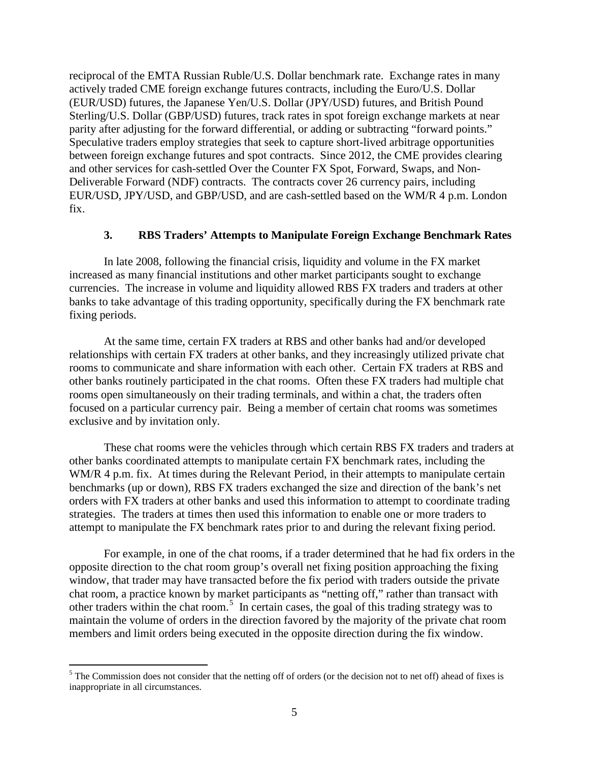reciprocal of the EMTA Russian Ruble/U.S. Dollar benchmark rate. Exchange rates in many actively traded CME foreign exchange futures contracts, including the Euro/U.S. Dollar (EUR/USD) futures, the Japanese Yen/U.S. Dollar (JPY/USD) futures, and British Pound Sterling/U.S. Dollar (GBP/USD) futures, track rates in spot foreign exchange markets at near parity after adjusting for the forward differential, or adding or subtracting "forward points." Speculative traders employ strategies that seek to capture short-lived arbitrage opportunities between foreign exchange futures and spot contracts. Since 2012, the CME provides clearing and other services for cash-settled Over the Counter FX Spot, Forward, Swaps, and Non-Deliverable Forward (NDF) contracts. The contracts cover 26 currency pairs, including EUR/USD, JPY/USD, and GBP/USD, and are cash-settled based on the WM/R 4 p.m. London fix.

### 3. RBS Traders' Attempts to Manipulate Foreign Exchange Benchmark Rates

In late 2008, following the financial crisis, liquidity and volume in the FX market increased as many financial institutions and other market participants sought to exchange currencies. The increase in volume and liquidity allowed RBS FX traders and traders at other banks to take advantage of this trading opportunity, specifically during the FX benchmark rate fixing periods.

At the same time, certain FX traders at RBS and other banks had and/or developed relationships with certain FX traders at other banks, and they increasingly utilized private chat rooms to communicate and share information with each other. Certain FX traders at RBS and other banks routinely participated in the chat rooms. Often these FX traders had multiple chat rooms open simultaneously on their trading terminals, and within a chat, the traders often focused on a particular currency pair. Being a member of certain chat rooms was sometimes exclusive and by invitation only.

These chat rooms were the vehicles through which certain RBS FX traders and traders at other banks coordinated attempts to manipulate certain FX benchmark rates, including the WM/R 4 p.m. fix. At times during the Relevant Period, in their attempts to manipulate certain benchmarks (up or down), RBS FX traders exchanged the size and direction of the bank's net orders with FX traders at other banks and used this information to attempt to coordinate trading strategies. The traders at times then used this information to enable one or more traders to attempt to manipulate the FX benchmark rates prior to and during the relevant fixing period.

For example, in one of the chat rooms, if a trader determined that he had fix orders in the opposite direction to the chat room group's overall net fixing position approaching the fixing window, that trader may have transacted before the fix period with traders outside the private chat room, a practice known by market participants as "netting off," rather than transact with other traders within the chat room.[5] In certain cases, the goal of this trading strategy was to maintain the volume of orders in the direction favored by the majority of the private chat room members and limit orders being executed in the opposite direction during the fix window.

---

[5] The Commission does not consider that the netting off of orders (or the decision not to net off) ahead of fixes is inappropriate in all circumstances.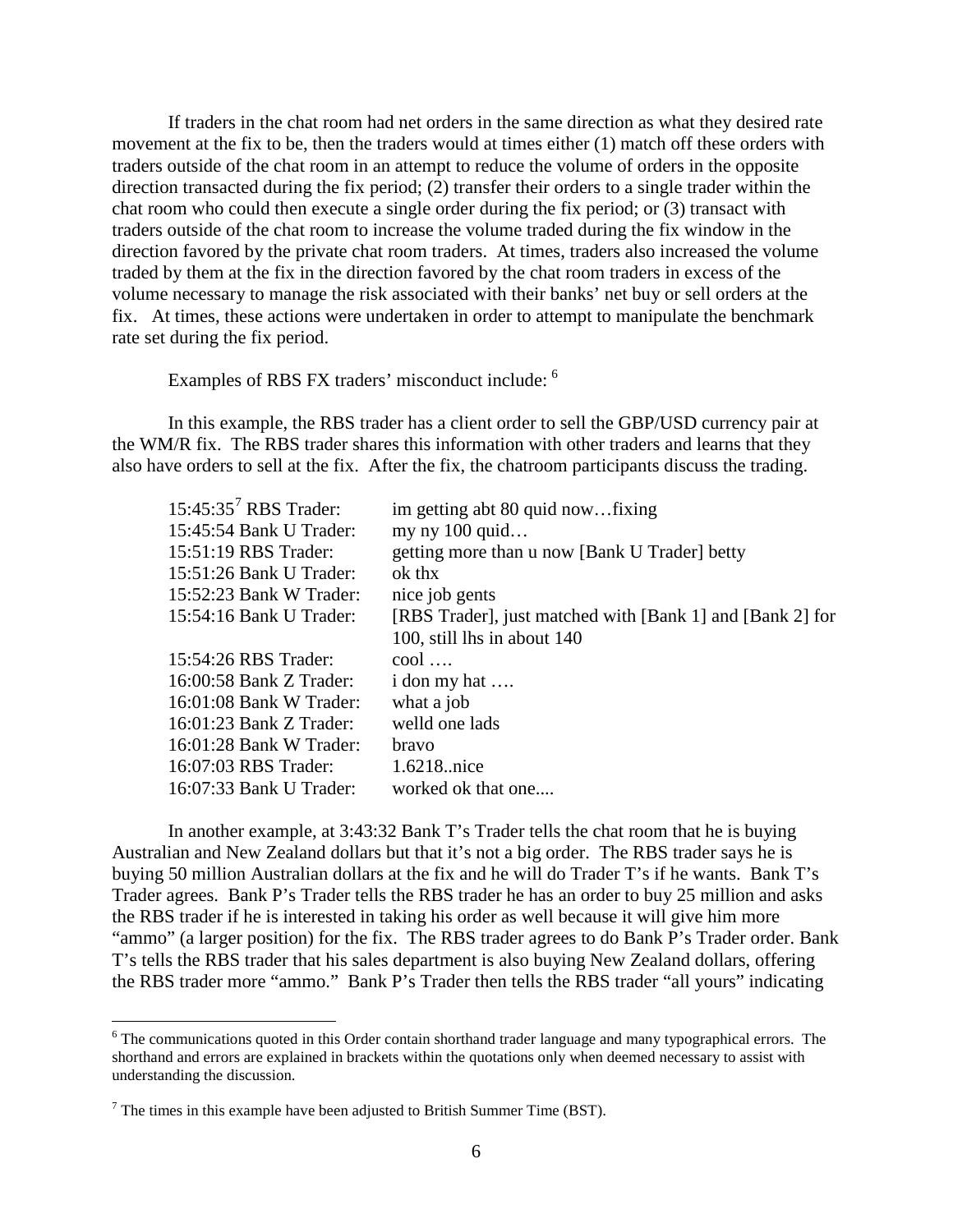If traders in the chat room had net orders in the same direction as what they desired rate movement at the fix to be, then the traders would at times either (1) match off these orders with traders outside of the chat room in an attempt to reduce the volume of orders in the opposite direction transacted during the fix period; (2) transfer their orders to a single trader within the chat room who could then execute a single order during the fix period; or (3) transact with traders outside of the chat room to increase the volume traded during the fix window in the direction favored by the private chat room traders. At times, traders also increased the volume traded by them at the fix in the direction favored by the chat room traders in excess of the volume necessary to manage the risk associated with their banks' net buy or sell orders at the fix. At times, these actions were undertaken in order to attempt to manipulate the benchmark rate set during the fix period.

Examples of RBS FX traders' misconduct include: [6]

In this example, the RBS trader has a client order to sell the GBP/USD currency pair at the WM/R fix. The RBS trader shares this information with other traders and learns that they also have orders to sell at the fix. After the fix, the chatroom participants discuss the trading.

| | |
|---|---|
| 15:45:35[7] RBS Trader: | im getting abt 80 quid now…fixing |
| 15:45:54 Bank U Trader: | my ny 100 quid… |
| 15:51:19 RBS Trader: | getting more than u now [Bank U Trader] betty |
| 15:51:26 Bank U Trader: | ok thx |
| 15:52:23 Bank W Trader: | nice job gents |
| 15:54:16 Bank U Trader: | [RBS Trader], just matched with [Bank 1] and [Bank 2] for 100, still lhs in about 140 |
| 15:54:26 RBS Trader: | cool …. |
| 16:00:58 Bank Z Trader: | i don my hat …. |
| 16:01:08 Bank W Trader: | what a job |
| 16:01:23 Bank Z Trader: | welld one lads |
| 16:01:28 Bank W Trader: | bravo |
| 16:07:03 RBS Trader: | 1.6218..nice |
| 16:07:33 Bank U Trader: | worked ok that one.... |

In another example, at 3:43:32 Bank T's Trader tells the chat room that he is buying Australian and New Zealand dollars but that it's not a big order. The RBS trader says he is buying 50 million Australian dollars at the fix and he will do Trader T's if he wants. Bank T's Trader agrees. Bank P's Trader tells the RBS trader he has an order to buy 25 million and asks the RBS trader if he is interested in taking his order as well because it will give him more "ammo" (a larger position) for the fix. The RBS trader agrees to do Bank P's Trader order. Bank T's tells the RBS trader that his sales department is also buying New Zealand dollars, offering the RBS trader more "ammo." Bank P's Trader then tells the RBS trader "all yours" indicating

[6] The communications quoted in this Order contain shorthand trader language and many typographical errors. The shorthand and errors are explained in brackets within the quotations only when deemed necessary to assist with understanding the discussion.

[7] The times in this example have been adjusted to British Summer Time (BST).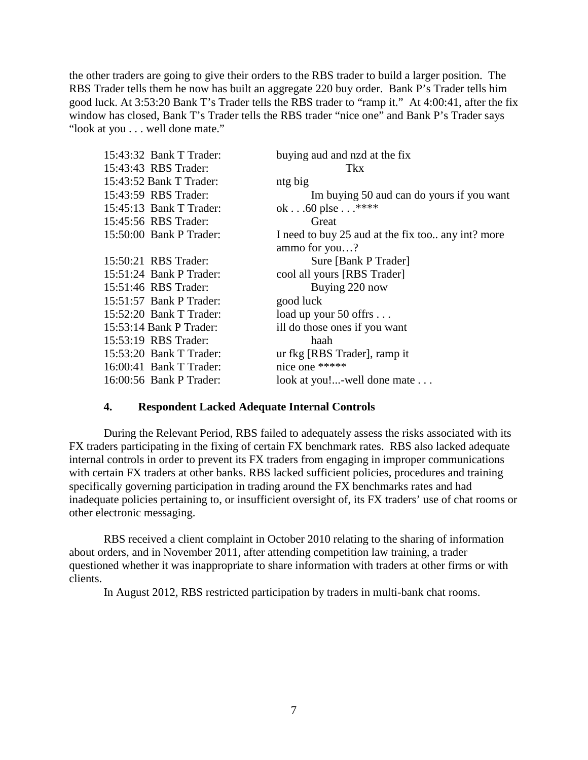the other traders are going to give their orders to the RBS trader to build a larger position. The RBS Trader tells them he now has built an aggregate 220 buy order. Bank P's Trader tells him good luck. At 3:53:20 Bank T's Trader tells the RBS trader to "ramp it." At 4:00:41, after the fix window has closed, Bank T's Trader tells the RBS trader "nice one" and Bank P's Trader says "look at you . . . well done mate."

| | |
|---|---|
| 15:43:32 Bank T Trader: | buying aud and nzd at the fix |
| 15:43:43 RBS Trader: | Tkx |
| 15:43:52 Bank T Trader: | ntg big |
| 15:43:59 RBS Trader: | Im buying 50 aud can do yours if you want |
| 15:45:13 Bank T Trader: | ok . . .60 plse . . .**** |
| 15:45:56 RBS Trader: | Great |
| 15:50:00 Bank P Trader: | I need to buy 25 aud at the fix too.. any int? more ammo for you…? |
| 15:50:21 RBS Trader: | Sure [Bank P Trader] |
| 15:51:24 Bank P Trader: | cool all yours [RBS Trader] |
| 15:51:46 RBS Trader: | Buying 220 now |
| 15:51:57 Bank P Trader: | good luck |
| 15:52:20 Bank T Trader: | load up your 50 offrs . . . |
| 15:53:14 Bank P Trader: | ill do those ones if you want |
| 15:53:19 RBS Trader: | haah |
| 15:53:20 Bank T Trader: | ur fkg [RBS Trader], ramp it |
| 16:00:41 Bank T Trader: | nice one ***** |
| 16:00:56 Bank P Trader: | look at you!...-well done mate . . . |

### 4. Respondent Lacked Adequate Internal Controls

During the Relevant Period, RBS failed to adequately assess the risks associated with its FX traders participating in the fixing of certain FX benchmark rates. RBS also lacked adequate internal controls in order to prevent its FX traders from engaging in improper communications with certain FX traders at other banks. RBS lacked sufficient policies, procedures and training specifically governing participation in trading around the FX benchmarks rates and had inadequate policies pertaining to, or insufficient oversight of, its FX traders' use of chat rooms or other electronic messaging.

RBS received a client complaint in October 2010 relating to the sharing of information about orders, and in November 2011, after attending competition law training, a trader questioned whether it was inappropriate to share information with traders at other firms or with clients.

In August 2012, RBS restricted participation by traders in multi-bank chat rooms.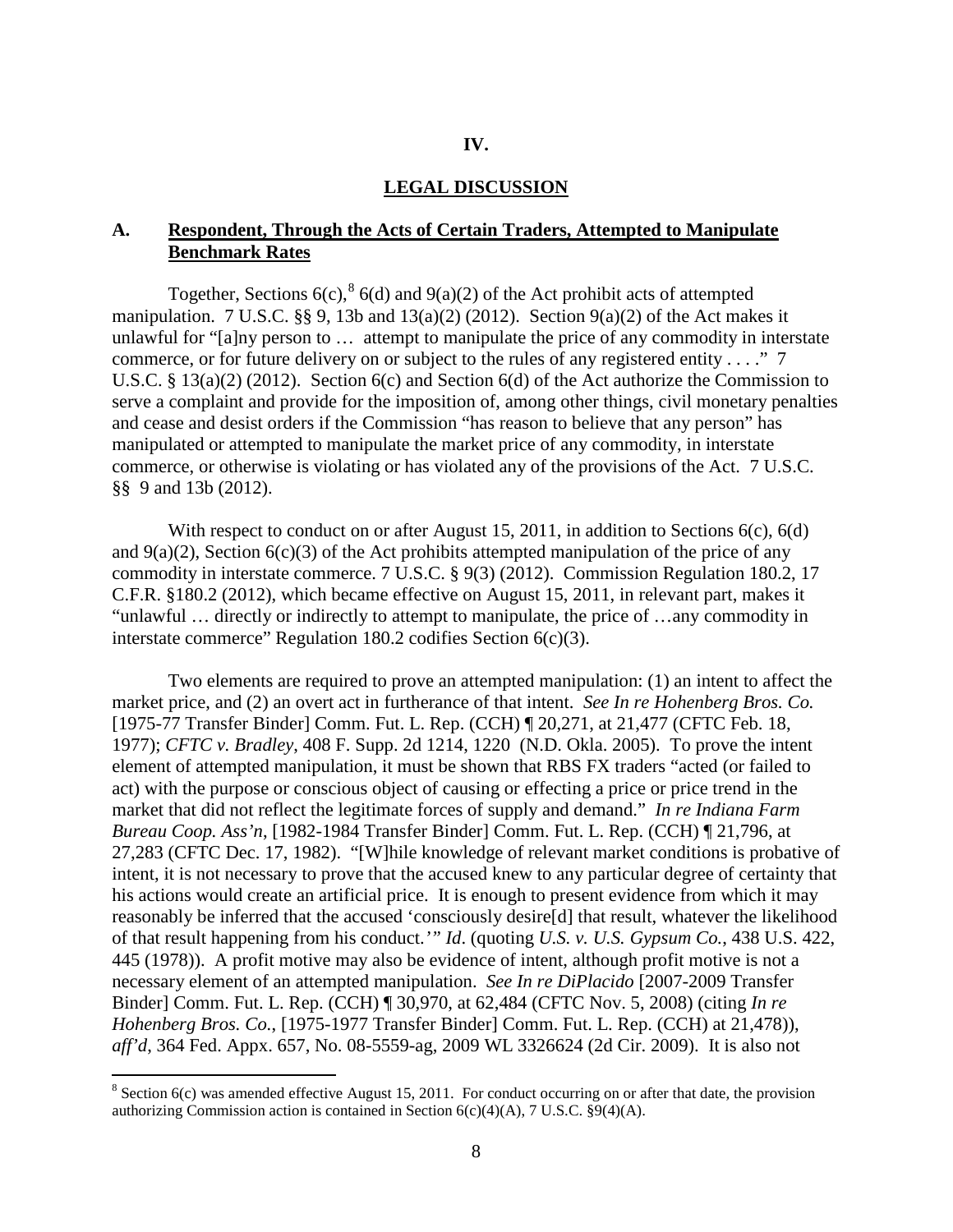## IV.

## LEGAL DISCUSSION

### A. Respondent, Through the Acts of Certain Traders, Attempted to Manipulate Benchmark Rates

Together, Sections 6(c),[8] 6(d) and 9(a)(2) of the Act prohibit acts of attempted manipulation. 7 U.S.C. §§ 9, 13b and 13(a)(2) (2012). Section 9(a)(2) of the Act makes it unlawful for "[a]ny person to … attempt to manipulate the price of any commodity in interstate commerce, or for future delivery on or subject to the rules of any registered entity . . . ." 7 U.S.C. § 13(a)(2) (2012). Section 6(c) and Section 6(d) of the Act authorize the Commission to serve a complaint and provide for the imposition of, among other things, civil monetary penalties and cease and desist orders if the Commission "has reason to believe that any person" has manipulated or attempted to manipulate the market price of any commodity, in interstate commerce, or otherwise is violating or has violated any of the provisions of the Act. 7 U.S.C. §§ 9 and 13b (2012).

With respect to conduct on or after August 15, 2011, in addition to Sections 6(c), 6(d) and 9(a)(2), Section 6(c)(3) of the Act prohibits attempted manipulation of the price of any commodity in interstate commerce. 7 U.S.C. § 9(3) (2012). Commission Regulation 180.2, 17 C.F.R. §180.2 (2012), which became effective on August 15, 2011, in relevant part, makes it "unlawful … directly or indirectly to attempt to manipulate, the price of …any commodity in interstate commerce" Regulation 180.2 codifies Section 6(c)(3).

Two elements are required to prove an attempted manipulation: (1) an intent to affect the market price, and (2) an overt act in furtherance of that intent. *See In re Hohenberg Bros. Co.* [1975-77 Transfer Binder] Comm. Fut. L. Rep. (CCH) ¶ 20,271, at 21,477 (CFTC Feb. 18, 1977); *CFTC v. Bradley*, 408 F. Supp. 2d 1214, 1220 (N.D. Okla. 2005). To prove the intent element of attempted manipulation, it must be shown that RBS FX traders "acted (or failed to act) with the purpose or conscious object of causing or effecting a price or price trend in the market that did not reflect the legitimate forces of supply and demand." *In re Indiana Farm Bureau Coop. Ass'n*, [1982-1984 Transfer Binder] Comm. Fut. L. Rep. (CCH) ¶ 21,796, at 27,283 (CFTC Dec. 17, 1982). "[W]hile knowledge of relevant market conditions is probative of intent, it is not necessary to prove that the accused knew to any particular degree of certainty that his actions would create an artificial price. It is enough to present evidence from which it may reasonably be inferred that the accused 'consciously desire[d] that result, whatever the likelihood of that result happening from his conduct.'" *Id*. (quoting *U.S. v. U.S. Gypsum Co.*, 438 U.S. 422, 445 (1978)). A profit motive may also be evidence of intent, although profit motive is not a necessary element of an attempted manipulation. *See In re DiPlacido* [2007-2009 Transfer Binder] Comm. Fut. L. Rep. (CCH) ¶ 30,970, at 62,484 (CFTC Nov. 5, 2008) (citing *In re Hohenberg Bros. Co.*, [1975-1977 Transfer Binder] Comm. Fut. L. Rep. (CCH) at 21,478)), *aff'd*, 364 Fed. Appx. 657, No. 08-5559-ag, 2009 WL 3326624 (2d Cir. 2009). It is also not

---

[8] Section 6(c) was amended effective August 15, 2011. For conduct occurring on or after that date, the provision authorizing Commission action is contained in Section 6(c)(4)(A), 7 U.S.C. §9(4)(A).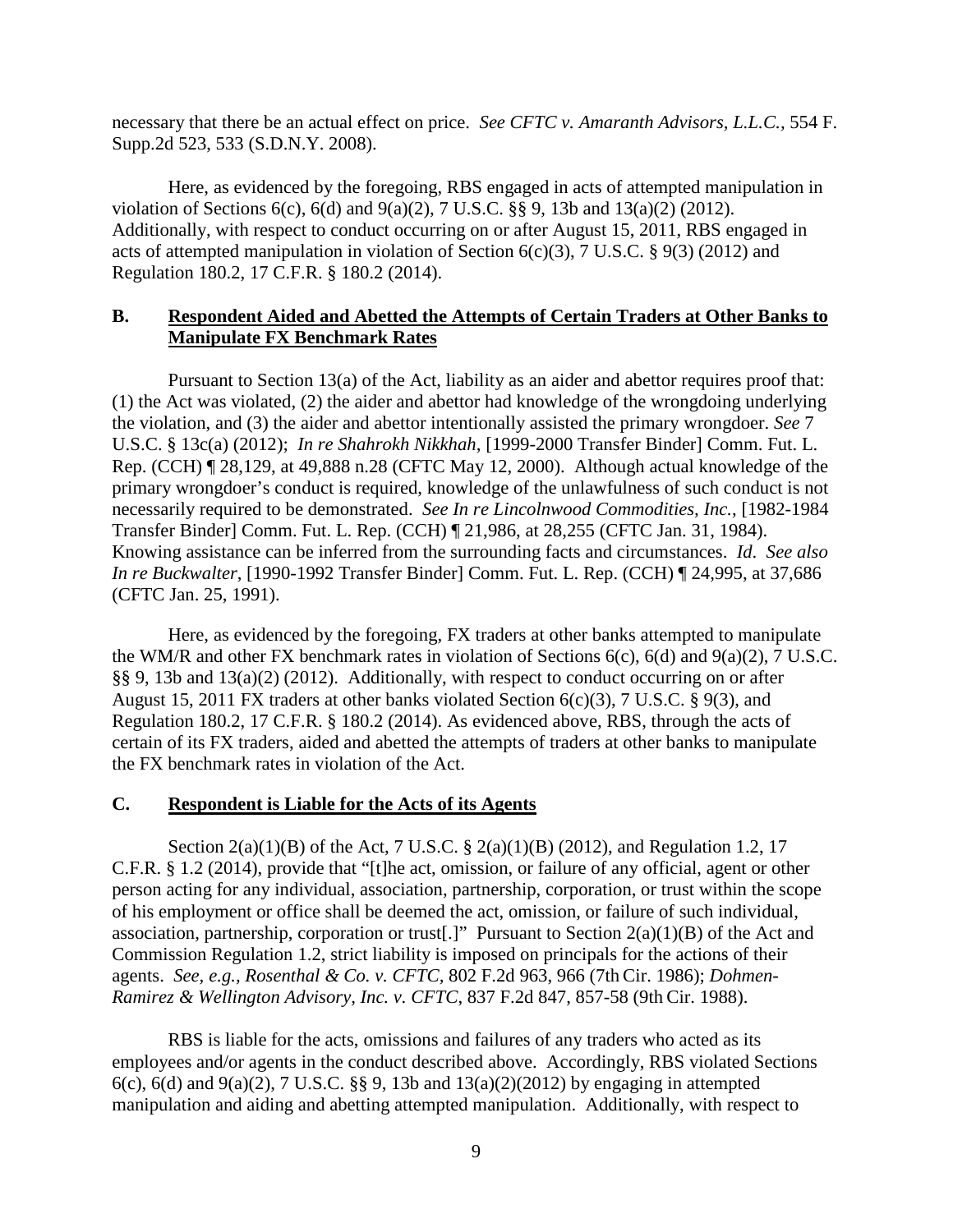necessary that there be an actual effect on price. *See CFTC v. Amaranth Advisors, L.L.C.*, 554 F. Supp.2d 523, 533 (S.D.N.Y. 2008).

Here, as evidenced by the foregoing, RBS engaged in acts of attempted manipulation in violation of Sections 6(c), 6(d) and 9(a)(2), 7 U.S.C. §§ 9, 13b and 13(a)(2) (2012). Additionally, with respect to conduct occurring on or after August 15, 2011, RBS engaged in acts of attempted manipulation in violation of Section 6(c)(3), 7 U.S.C. § 9(3) (2012) and Regulation 180.2, 17 C.F.R. § 180.2 (2014).

## B. Respondent Aided and Abetted the Attempts of Certain Traders at Other Banks to Manipulate FX Benchmark Rates

Pursuant to Section 13(a) of the Act, liability as an aider and abettor requires proof that: (1) the Act was violated, (2) the aider and abettor had knowledge of the wrongdoing underlying the violation, and (3) the aider and abettor intentionally assisted the primary wrongdoer. *See* 7 U.S.C. § 13c(a) (2012); *In re Shahrokh Nikkhah*, [1999-2000 Transfer Binder] Comm. Fut. L. Rep. (CCH) ¶ 28,129, at 49,888 n.28 (CFTC May 12, 2000). Although actual knowledge of the primary wrongdoer's conduct is required, knowledge of the unlawfulness of such conduct is not necessarily required to be demonstrated. *See In re Lincolnwood Commodities, Inc.*, [1982-1984 Transfer Binder] Comm. Fut. L. Rep. (CCH) ¶ 21,986, at 28,255 (CFTC Jan. 31, 1984). Knowing assistance can be inferred from the surrounding facts and circumstances. *Id*. *See also In re Buckwalter*, [1990-1992 Transfer Binder] Comm. Fut. L. Rep. (CCH) ¶ 24,995, at 37,686 (CFTC Jan. 25, 1991).

Here, as evidenced by the foregoing, FX traders at other banks attempted to manipulate the WM/R and other FX benchmark rates in violation of Sections 6(c), 6(d) and 9(a)(2), 7 U.S.C. §§ 9, 13b and 13(a)(2) (2012). Additionally, with respect to conduct occurring on or after August 15, 2011 FX traders at other banks violated Section 6(c)(3), 7 U.S.C. § 9(3), and Regulation 180.2, 17 C.F.R. § 180.2 (2014). As evidenced above, RBS, through the acts of certain of its FX traders, aided and abetted the attempts of traders at other banks to manipulate the FX benchmark rates in violation of the Act.

## C. Respondent is Liable for the Acts of its Agents

Section 2(a)(1)(B) of the Act, 7 U.S.C. § 2(a)(1)(B) (2012), and Regulation 1.2, 17 C.F.R. § 1.2 (2014), provide that "[t]he act, omission, or failure of any official, agent or other person acting for any individual, association, partnership, corporation, or trust within the scope of his employment or office shall be deemed the act, omission, or failure of such individual, association, partnership, corporation or trust[.]" Pursuant to Section 2(a)(1)(B) of the Act and Commission Regulation 1.2, strict liability is imposed on principals for the actions of their agents. *See, e.g., Rosenthal & Co. v. CFTC*, 802 F.2d 963, 966 (7th Cir. 1986); *Dohmen-Ramirez & Wellington Advisory, Inc. v. CFTC*, 837 F.2d 847, 857-58 (9th Cir. 1988).

RBS is liable for the acts, omissions and failures of any traders who acted as its employees and/or agents in the conduct described above. Accordingly, RBS violated Sections 6(c), 6(d) and 9(a)(2), 7 U.S.C. §§ 9, 13b and 13(a)(2)(2012) by engaging in attempted manipulation and aiding and abetting attempted manipulation. Additionally, with respect to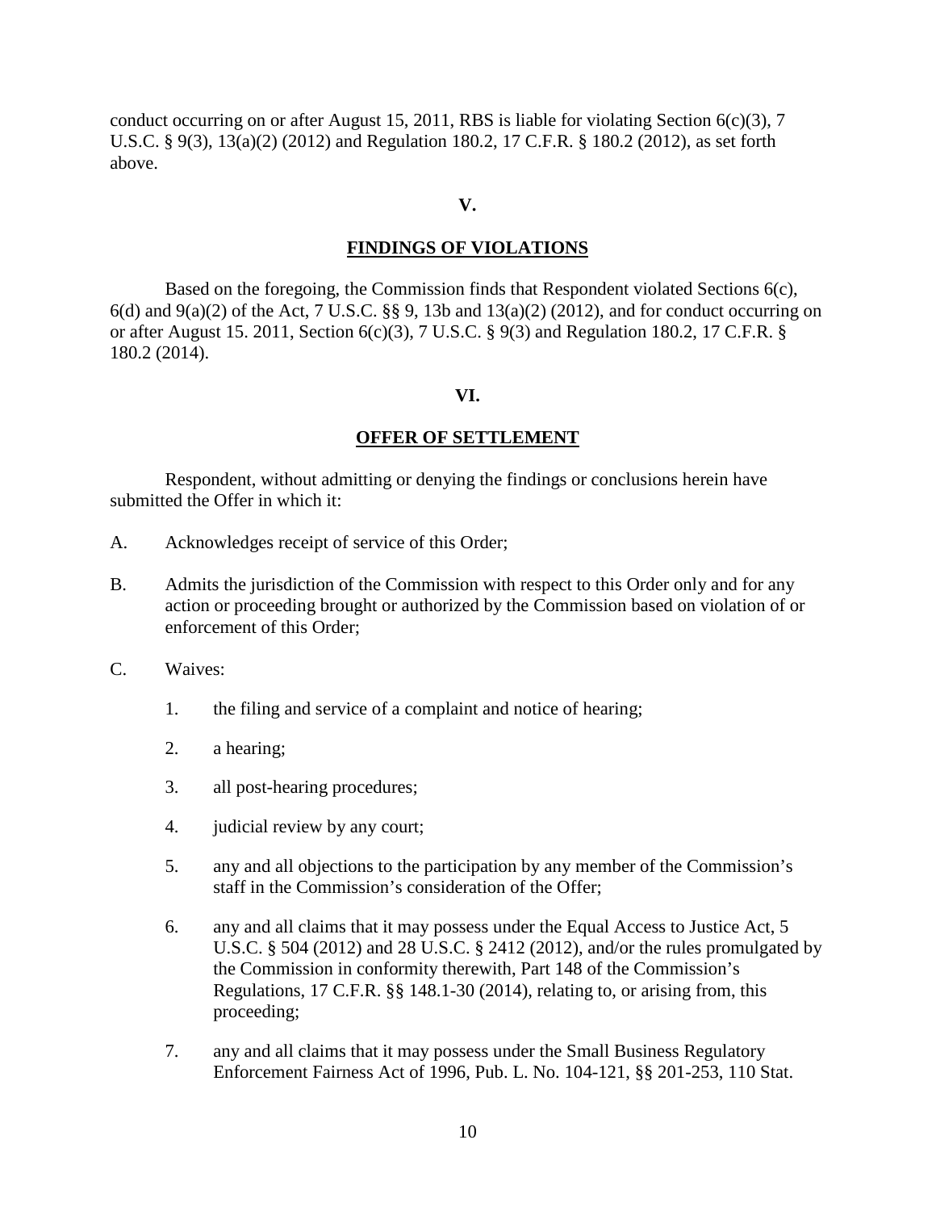conduct occurring on or after August 15, 2011, RBS is liable for violating Section 6(c)(3), 7 U.S.C. § 9(3), 13(a)(2) (2012) and Regulation 180.2, 17 C.F.R. § 180.2 (2012), as set forth above.

## V.

## FINDINGS OF VIOLATIONS

Based on the foregoing, the Commission finds that Respondent violated Sections 6(c), 6(d) and 9(a)(2) of the Act, 7 U.S.C. §§ 9, 13b and 13(a)(2) (2012), and for conduct occurring on or after August 15. 2011, Section 6(c)(3), 7 U.S.C. § 9(3) and Regulation 180.2, 17 C.F.R. § 180.2 (2014).

## VI.

## OFFER OF SETTLEMENT

Respondent, without admitting or denying the findings or conclusions herein have submitted the Offer in which it:

A. Acknowledges receipt of service of this Order;

B. Admits the jurisdiction of the Commission with respect to this Order only and for any action or proceeding brought or authorized by the Commission based on violation of or enforcement of this Order;

C. Waives:

1. the filing and service of a complaint and notice of hearing;
2. a hearing;
3. all post-hearing procedures;
4. judicial review by any court;
5. any and all objections to the participation by any member of the Commission's staff in the Commission's consideration of the Offer;
6. any and all claims that it may possess under the Equal Access to Justice Act, 5 U.S.C. § 504 (2012) and 28 U.S.C. § 2412 (2012), and/or the rules promulgated by the Commission in conformity therewith, Part 148 of the Commission's Regulations, 17 C.F.R. §§ 148.1-30 (2014), relating to, or arising from, this proceeding;
7. any and all claims that it may possess under the Small Business Regulatory Enforcement Fairness Act of 1996, Pub. L. No. 104-121, §§ 201-253, 110 Stat.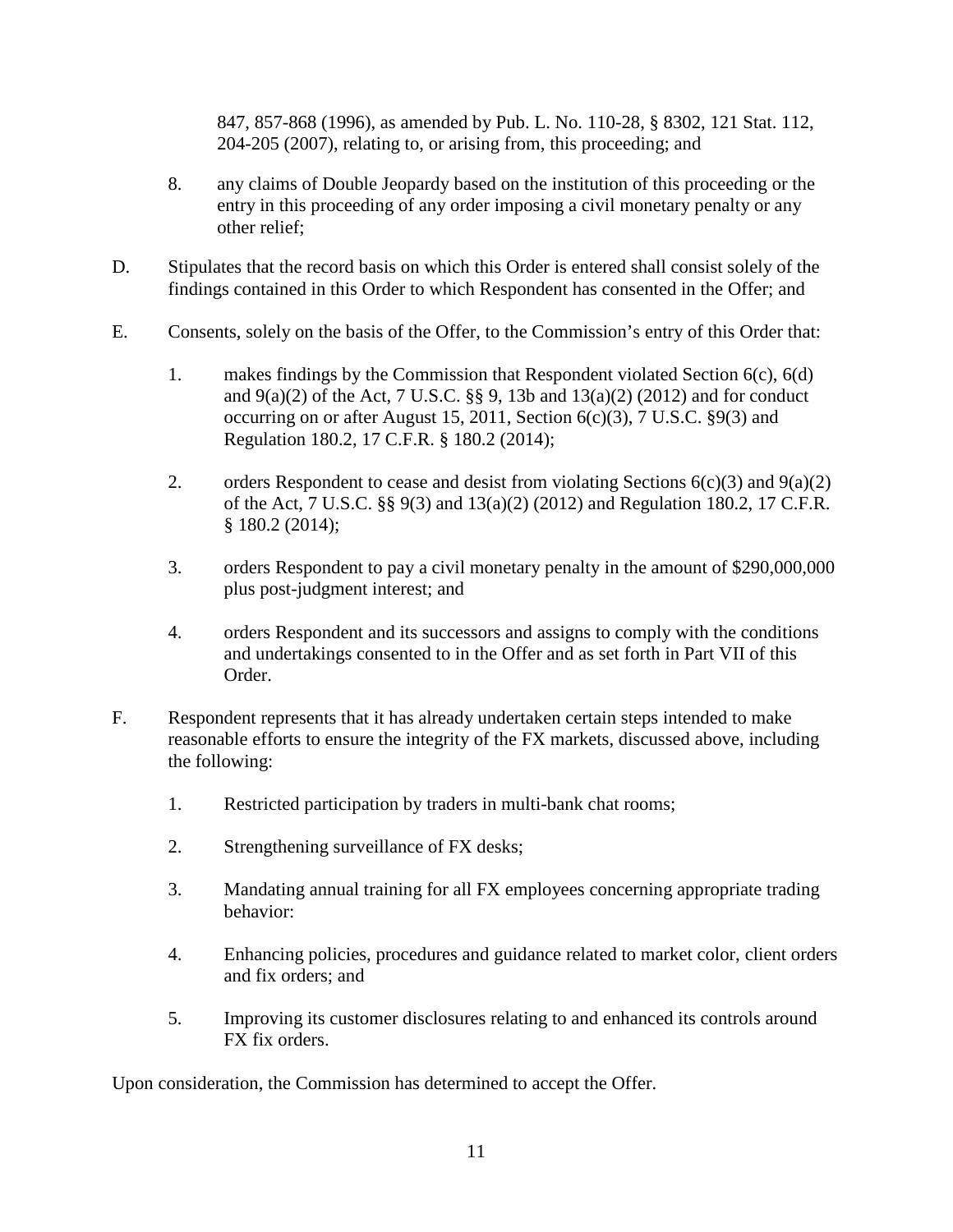847, 857-868 (1996), as amended by Pub. L. No. 110-28, § 8302, 121 Stat. 112, 204-205 (2007), relating to, or arising from, this proceeding; and

8. any claims of Double Jeopardy based on the institution of this proceeding or the entry in this proceeding of any order imposing a civil monetary penalty or any other relief;

D. Stipulates that the record basis on which this Order is entered shall consist solely of the findings contained in this Order to which Respondent has consented in the Offer; and

E. Consents, solely on the basis of the Offer, to the Commission's entry of this Order that:

1. makes findings by the Commission that Respondent violated Section 6(c), 6(d) and 9(a)(2) of the Act, 7 U.S.C. §§ 9, 13b and 13(a)(2) (2012) and for conduct occurring on or after August 15, 2011, Section 6(c)(3), 7 U.S.C. §9(3) and Regulation 180.2, 17 C.F.R. § 180.2 (2014);

2. orders Respondent to cease and desist from violating Sections 6(c)(3) and 9(a)(2) of the Act, 7 U.S.C. §§ 9(3) and 13(a)(2) (2012) and Regulation 180.2, 17 C.F.R. § 180.2 (2014);

3. orders Respondent to pay a civil monetary penalty in the amount of $290,000,000 plus post-judgment interest; and

4. orders Respondent and its successors and assigns to comply with the conditions and undertakings consented to in the Offer and as set forth in Part VII of this Order.

F. Respondent represents that it has already undertaken certain steps intended to make reasonable efforts to ensure the integrity of the FX markets, discussed above, including the following:

1. Restricted participation by traders in multi-bank chat rooms;

2. Strengthening surveillance of FX desks;

3. Mandating annual training for all FX employees concerning appropriate trading behavior:

4. Enhancing policies, procedures and guidance related to market color, client orders and fix orders; and

5. Improving its customer disclosures relating to and enhanced its controls around FX fix orders.

Upon consideration, the Commission has determined to accept the Offer.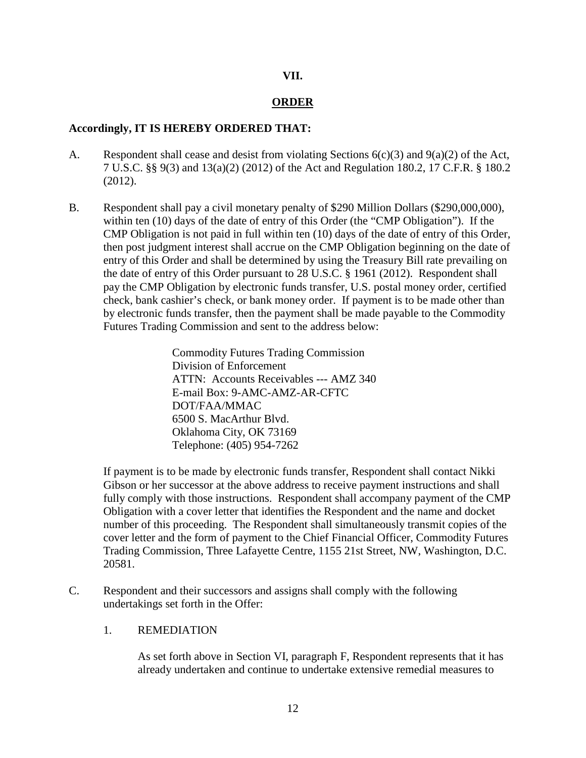## VII.

## ORDER

**Accordingly, IT IS HEREBY ORDERED THAT:**

A. Respondent shall cease and desist from violating Sections 6(c)(3) and 9(a)(2) of the Act, 7 U.S.C. §§ 9(3) and 13(a)(2) (2012) of the Act and Regulation 180.2, 17 C.F.R. § 180.2 (2012).

B. Respondent shall pay a civil monetary penalty of $290 Million Dollars ($290,000,000), within ten (10) days of the date of entry of this Order (the "CMP Obligation"). If the CMP Obligation is not paid in full within ten (10) days of the date of entry of this Order, then post judgment interest shall accrue on the CMP Obligation beginning on the date of entry of this Order and shall be determined by using the Treasury Bill rate prevailing on the date of entry of this Order pursuant to 28 U.S.C. § 1961 (2012). Respondent shall pay the CMP Obligation by electronic funds transfer, U.S. postal money order, certified check, bank cashier's check, or bank money order. If payment is to be made other than by electronic funds transfer, then the payment shall be made payable to the Commodity Futures Trading Commission and sent to the address below:

   Commodity Futures Trading Commission
   Division of Enforcement
   ATTN: Accounts Receivables --- AMZ 340
   E-mail Box: 9-AMC-AMZ-AR-CFTC
   DOT/FAA/MMAC
   6500 S. MacArthur Blvd.
   Oklahoma City, OK 73169
   Telephone: (405) 954-7262

   If payment is to be made by electronic funds transfer, Respondent shall contact Nikki Gibson or her successor at the above address to receive payment instructions and shall fully comply with those instructions. Respondent shall accompany payment of the CMP Obligation with a cover letter that identifies the Respondent and the name and docket number of this proceeding. The Respondent shall simultaneously transmit copies of the cover letter and the form of payment to the Chief Financial Officer, Commodity Futures Trading Commission, Three Lafayette Centre, 1155 21st Street, NW, Washington, D.C. 20581.

C. Respondent and their successors and assigns shall comply with the following undertakings set forth in the Offer:

   1. REMEDIATION

      As set forth above in Section VI, paragraph F, Respondent represents that it has already undertaken and continue to undertake extensive remedial measures to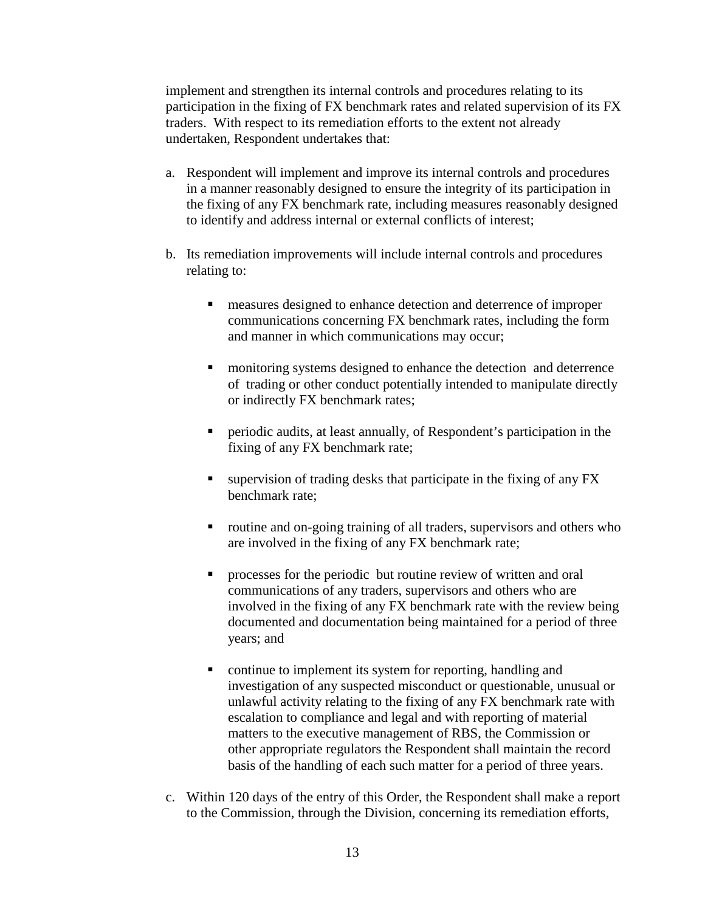implement and strengthen its internal controls and procedures relating to its participation in the fixing of FX benchmark rates and related supervision of its FX traders. With respect to its remediation efforts to the extent not already undertaken, Respondent undertakes that:

a. Respondent will implement and improve its internal controls and procedures in a manner reasonably designed to ensure the integrity of its participation in the fixing of any FX benchmark rate, including measures reasonably designed to identify and address internal or external conflicts of interest;

b. Its remediation improvements will include internal controls and procedures relating to:

   - measures designed to enhance detection and deterrence of improper communications concerning FX benchmark rates, including the form and manner in which communications may occur;

   - monitoring systems designed to enhance the detection and deterrence of trading or other conduct potentially intended to manipulate directly or indirectly FX benchmark rates;

   - periodic audits, at least annually, of Respondent's participation in the fixing of any FX benchmark rate;

   - supervision of trading desks that participate in the fixing of any FX benchmark rate;

   - routine and on-going training of all traders, supervisors and others who are involved in the fixing of any FX benchmark rate;

   - processes for the periodic but routine review of written and oral communications of any traders, supervisors and others who are involved in the fixing of any FX benchmark rate with the review being documented and documentation being maintained for a period of three years; and

   - continue to implement its system for reporting, handling and investigation of any suspected misconduct or questionable, unusual or unlawful activity relating to the fixing of any FX benchmark rate with escalation to compliance and legal and with reporting of material matters to the executive management of RBS, the Commission or other appropriate regulators the Respondent shall maintain the record basis of the handling of each such matter for a period of three years.

c. Within 120 days of the entry of this Order, the Respondent shall make a report to the Commission, through the Division, concerning its remediation efforts,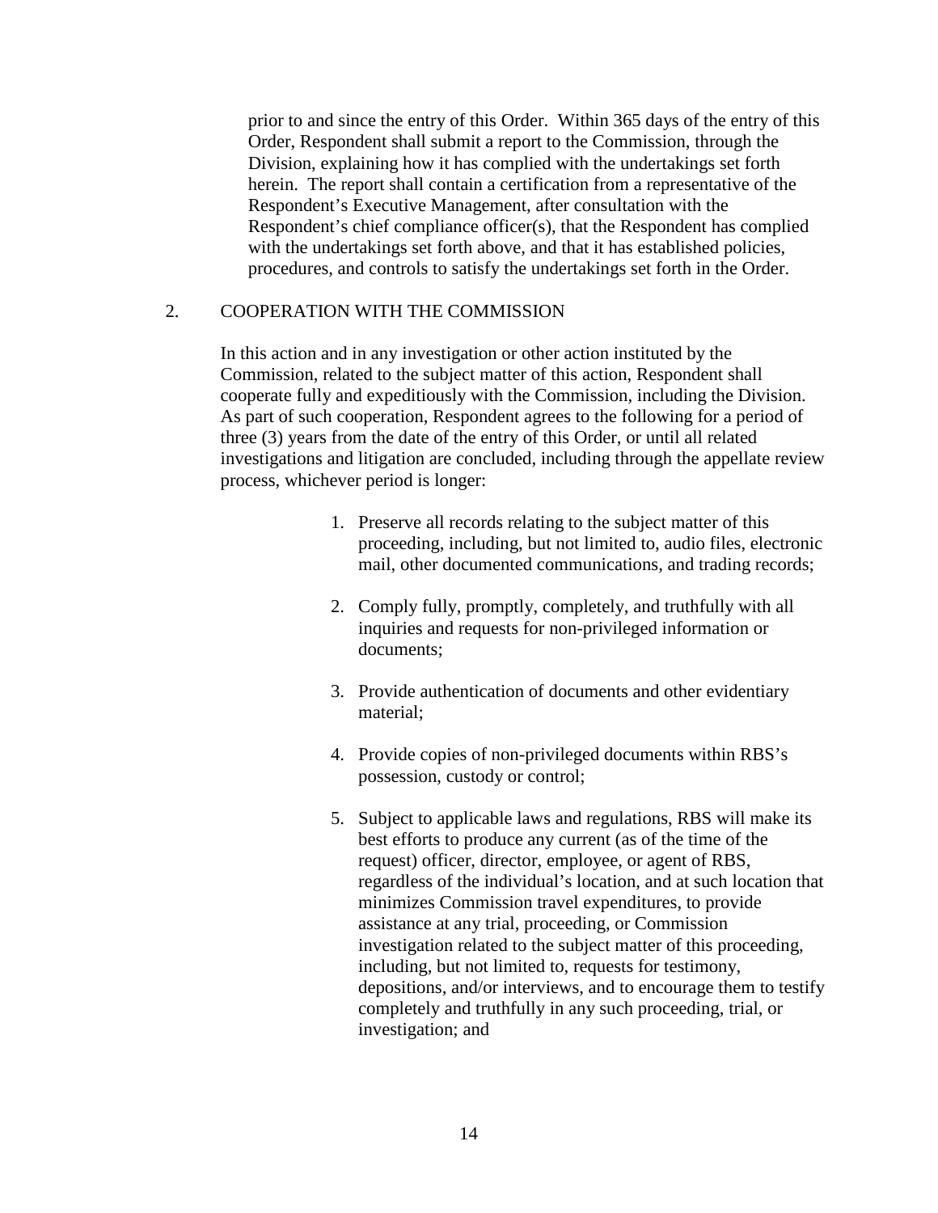prior to and since the entry of this Order. Within 365 days of the entry of this Order, Respondent shall submit a report to the Commission, through the Division, explaining how it has complied with the undertakings set forth herein. The report shall contain a certification from a representative of the Respondent's Executive Management, after consultation with the Respondent's chief compliance officer(s), that the Respondent has complied with the undertakings set forth above, and that it has established policies, procedures, and controls to satisfy the undertakings set forth in the Order.

2. COOPERATION WITH THE COMMISSION

In this action and in any investigation or other action instituted by the Commission, related to the subject matter of this action, Respondent shall cooperate fully and expeditiously with the Commission, including the Division. As part of such cooperation, Respondent agrees to the following for a period of three (3) years from the date of the entry of this Order, or until all related investigations and litigation are concluded, including through the appellate review process, whichever period is longer:

1. Preserve all records relating to the subject matter of this proceeding, including, but not limited to, audio files, electronic mail, other documented communications, and trading records;

2. Comply fully, promptly, completely, and truthfully with all inquiries and requests for non-privileged information or documents;

3. Provide authentication of documents and other evidentiary material;

4. Provide copies of non-privileged documents within RBS's possession, custody or control;

5. Subject to applicable laws and regulations, RBS will make its best efforts to produce any current (as of the time of the request) officer, director, employee, or agent of RBS, regardless of the individual's location, and at such location that minimizes Commission travel expenditures, to provide assistance at any trial, proceeding, or Commission investigation related to the subject matter of this proceeding, including, but not limited to, requests for testimony, depositions, and/or interviews, and to encourage them to testify completely and truthfully in any such proceeding, trial, or investigation; and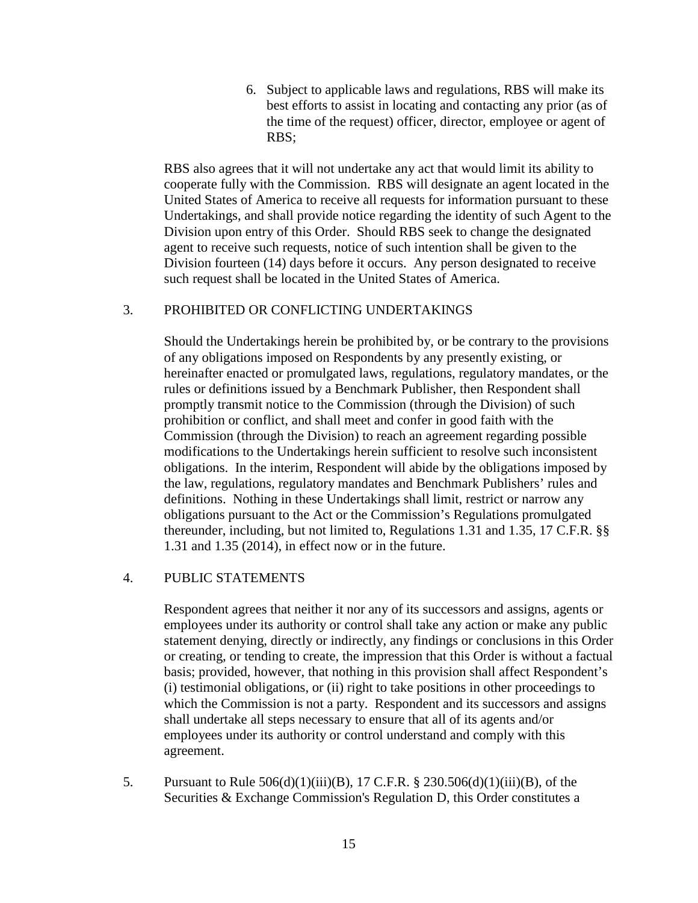6. Subject to applicable laws and regulations, RBS will make its best efforts to assist in locating and contacting any prior (as of the time of the request) officer, director, employee or agent of RBS;

RBS also agrees that it will not undertake any act that would limit its ability to cooperate fully with the Commission. RBS will designate an agent located in the United States of America to receive all requests for information pursuant to these Undertakings, and shall provide notice regarding the identity of such Agent to the Division upon entry of this Order. Should RBS seek to change the designated agent to receive such requests, notice of such intention shall be given to the Division fourteen (14) days before it occurs. Any person designated to receive such request shall be located in the United States of America.

3. PROHIBITED OR CONFLICTING UNDERTAKINGS

Should the Undertakings herein be prohibited by, or be contrary to the provisions of any obligations imposed on Respondents by any presently existing, or hereinafter enacted or promulgated laws, regulations, regulatory mandates, or the rules or definitions issued by a Benchmark Publisher, then Respondent shall promptly transmit notice to the Commission (through the Division) of such prohibition or conflict, and shall meet and confer in good faith with the Commission (through the Division) to reach an agreement regarding possible modifications to the Undertakings herein sufficient to resolve such inconsistent obligations. In the interim, Respondent will abide by the obligations imposed by the law, regulations, regulatory mandates and Benchmark Publishers' rules and definitions. Nothing in these Undertakings shall limit, restrict or narrow any obligations pursuant to the Act or the Commission's Regulations promulgated thereunder, including, but not limited to, Regulations 1.31 and 1.35, 17 C.F.R. §§ 1.31 and 1.35 (2014), in effect now or in the future.

4. PUBLIC STATEMENTS

Respondent agrees that neither it nor any of its successors and assigns, agents or employees under its authority or control shall take any action or make any public statement denying, directly or indirectly, any findings or conclusions in this Order or creating, or tending to create, the impression that this Order is without a factual basis; provided, however, that nothing in this provision shall affect Respondent's (i) testimonial obligations, or (ii) right to take positions in other proceedings to which the Commission is not a party. Respondent and its successors and assigns shall undertake all steps necessary to ensure that all of its agents and/or employees under its authority or control understand and comply with this agreement.

5. Pursuant to Rule 506(d)(1)(iii)(B), 17 C.F.R. § 230.506(d)(1)(iii)(B), of the Securities & Exchange Commission's Regulation D, this Order constitutes a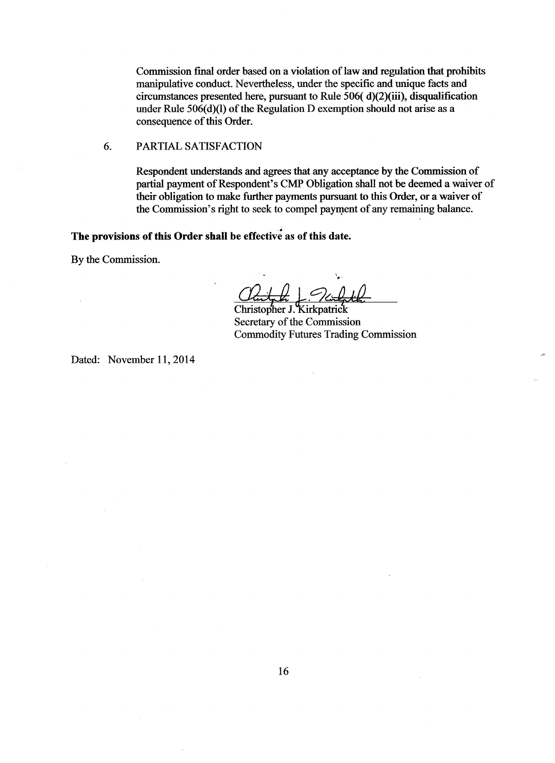Commission final order based on a violation of law and regulation that prohibits manipulative conduct. Nevertheless, under the specific and unique facts and circumstances presented here, pursuant to Rule 506( d)(2)(iii), disqualification under Rule 506(d)(l) of the Regulation D exemption should not arise as a consequence of this Order.

6. PARTIAL SATISFACTION

Respondent understands and agrees that any acceptance by the Commission of partial payment of Respondent's CMP Obligation shall not be deemed a waiver of their obligation to make further payments pursuant to this Order, or a waiver of the Commission's right to seek to compel payment of any remaining balance.

**The provisions of this Order shall be effective as of this date.**

By the Commission.

Christopher J. Kirkpatrick
Secretary of the Commission
Commodity Futures Trading Commission

Dated: November 11, 2014